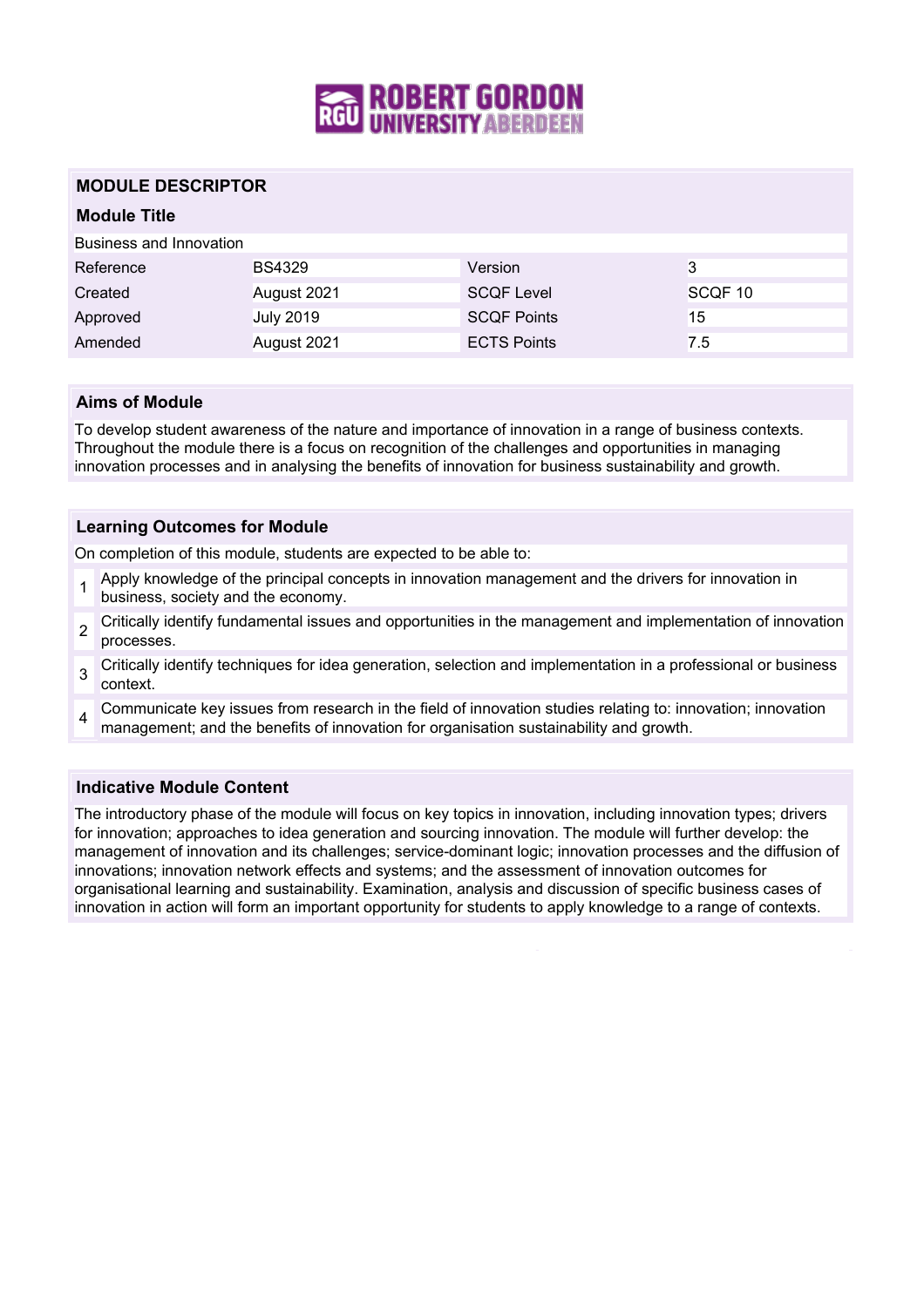## MODULE DESCRIPTOR

### Module Title

Business and Innovation

| Reference | BS4329 | Version | 3 |
|---|---|---|---|
| Created | August 2021 | SCQF Level | SCQF 10 |
| Approved | July 2019 | SCQF Points | 15 |
| Amended | August 2021 | ECTS Points | 7.5 |

### Aims of Module

To develop student awareness of the nature and importance of innovation in a range of business contexts. Throughout the module there is a focus on recognition of the challenges and opportunities in managing innovation processes and in analysing the benefits of innovation for business sustainability and growth.

### Learning Outcomes for Module

On completion of this module, students are expected to be able to:

1. Apply knowledge of the principal concepts in innovation management and the drivers for innovation in business, society and the economy.
2. Critically identify fundamental issues and opportunities in the management and implementation of innovation processes.
3. Critically identify techniques for idea generation, selection and implementation in a professional or business context.
4. Communicate key issues from research in the field of innovation studies relating to: innovation; innovation management; and the benefits of innovation for organisation sustainability and growth.

### Indicative Module Content

The introductory phase of the module will focus on key topics in innovation, including innovation types; drivers for innovation; approaches to idea generation and sourcing innovation. The module will further develop: the management of innovation and its challenges; service-dominant logic; innovation processes and the diffusion of innovations; innovation network effects and systems; and the assessment of innovation outcomes for organisational learning and sustainability. Examination, analysis and discussion of specific business cases of innovation in action will form an important opportunity for students to apply knowledge to a range of contexts.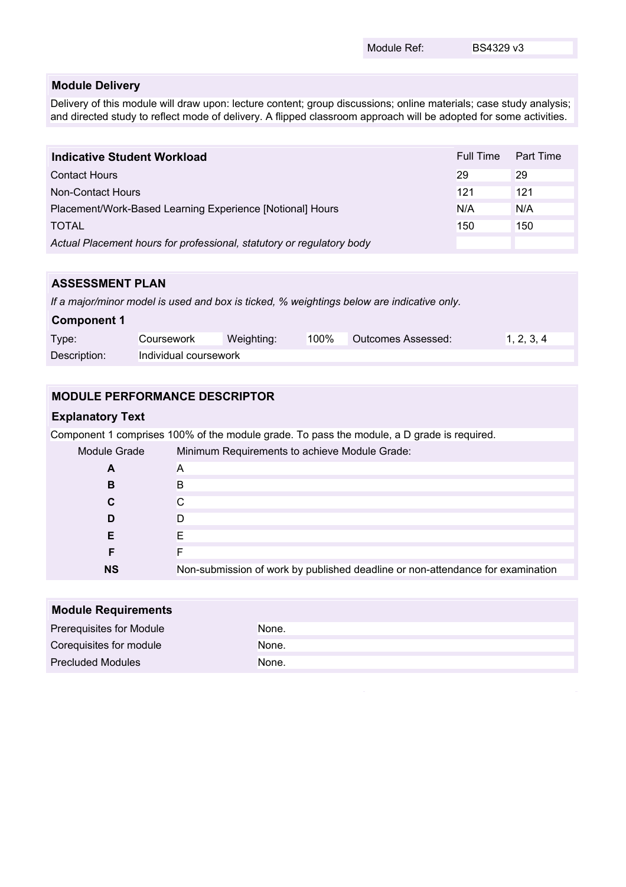| Module Ref: | BS4329 v3 |
|---|---|

## Module Delivery

Delivery of this module will draw upon: lecture content; group discussions; online materials; case study analysis; and directed study to reflect mode of delivery. A flipped classroom approach will be adopted for some activities.

| Indicative Student Workload | Full Time | Part Time |
|---|---|---|
| Contact Hours | 29 | 29 |
| Non-Contact Hours | 121 | 121 |
| Placement/Work-Based Learning Experience [Notional] Hours | N/A | N/A |
| TOTAL | 150 | 150 |
| *Actual Placement hours for professional, statutory or regulatory body* | | |

## ASSESSMENT PLAN

*If a major/minor model is used and box is ticked, % weightings below are indicative only.*

### Component 1

| Type: | Coursework | Weighting: | 100% | Outcomes Assessed: | 1, 2, 3, 4 |
|---|---|---|---|---|---|
| Description: | Individual coursework | | | | |

## MODULE PERFORMANCE DESCRIPTOR

### Explanatory Text

Component 1 comprises 100% of the module grade. To pass the module, a D grade is required.

| Module Grade | Minimum Requirements to achieve Module Grade: |
|---|---|
| **A** | A |
| **B** | B |
| **C** | C |
| **D** | D |
| **E** | E |
| **F** | F |
| **NS** | Non-submission of work by published deadline or non-attendance for examination |

## Module Requirements

| | |
|---|---|
| Prerequisites for Module | None. |
| Corequisites for module | None. |
| Precluded Modules | None. |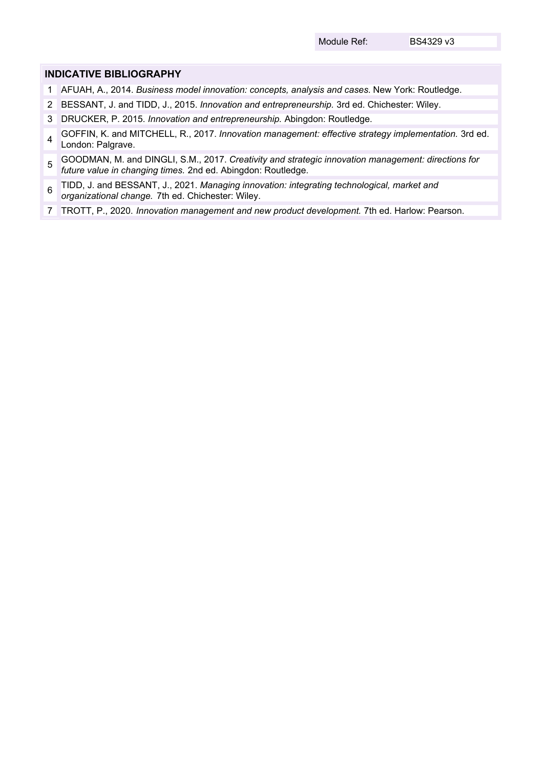Module Ref: BS4329 v3

## INDICATIVE BIBLIOGRAPHY

1. AFUAH, A., 2014. *Business model innovation: concepts, analysis and cases.* New York: Routledge.
2. BESSANT, J. and TIDD, J., 2015. *Innovation and entrepreneurship.* 3rd ed. Chichester: Wiley.
3. DRUCKER, P. 2015. *Innovation and entrepreneurship.* Abingdon: Routledge.
4. GOFFIN, K. and MITCHELL, R., 2017. *Innovation management: effective strategy implementation.* 3rd ed. London: Palgrave.
5. GOODMAN, M. and DINGLI, S.M., 2017. *Creativity and strategic innovation management: directions for future value in changing times.* 2nd ed. Abingdon: Routledge.
6. TIDD, J. and BESSANT, J., 2021. *Managing innovation: integrating technological, market and organizational change.* 7th ed. Chichester: Wiley.
7. TROTT, P., 2020. *Innovation management and new product development.* 7th ed. Harlow: Pearson.